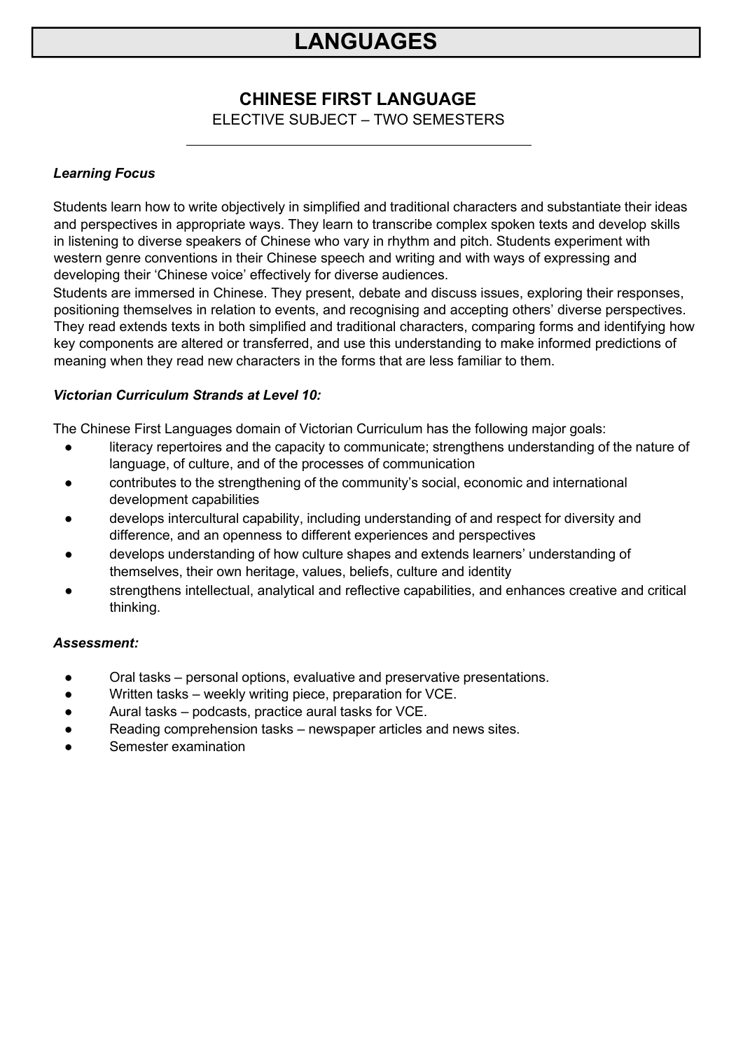# LANGUAGES

## CHINESE FIRST LANGUAGE

ELECTIVE SUBJECT – TWO SEMESTERS

***Learning Focus***

Students learn how to write objectively in simplified and traditional characters and substantiate their ideas and perspectives in appropriate ways. They learn to transcribe complex spoken texts and develop skills in listening to diverse speakers of Chinese who vary in rhythm and pitch. Students experiment with western genre conventions in their Chinese speech and writing and with ways of expressing and developing their 'Chinese voice' effectively for diverse audiences.

Students are immersed in Chinese. They present, debate and discuss issues, exploring their responses, positioning themselves in relation to events, and recognising and accepting others' diverse perspectives. They read extends texts in both simplified and traditional characters, comparing forms and identifying how key components are altered or transferred, and use this understanding to make informed predictions of meaning when they read new characters in the forms that are less familiar to them.

***Victorian Curriculum Strands at Level 10:***

The Chinese First Languages domain of Victorian Curriculum has the following major goals:

- literacy repertoires and the capacity to communicate; strengthens understanding of the nature of language, of culture, and of the processes of communication
- contributes to the strengthening of the community's social, economic and international development capabilities
- develops intercultural capability, including understanding of and respect for diversity and difference, and an openness to different experiences and perspectives
- develops understanding of how culture shapes and extends learners' understanding of themselves, their own heritage, values, beliefs, culture and identity
- strengthens intellectual, analytical and reflective capabilities, and enhances creative and critical thinking.

***Assessment:***

- Oral tasks – personal options, evaluative and preservative presentations.
- Written tasks – weekly writing piece, preparation for VCE.
- Aural tasks – podcasts, practice aural tasks for VCE.
- Reading comprehension tasks – newspaper articles and news sites.
- Semester examination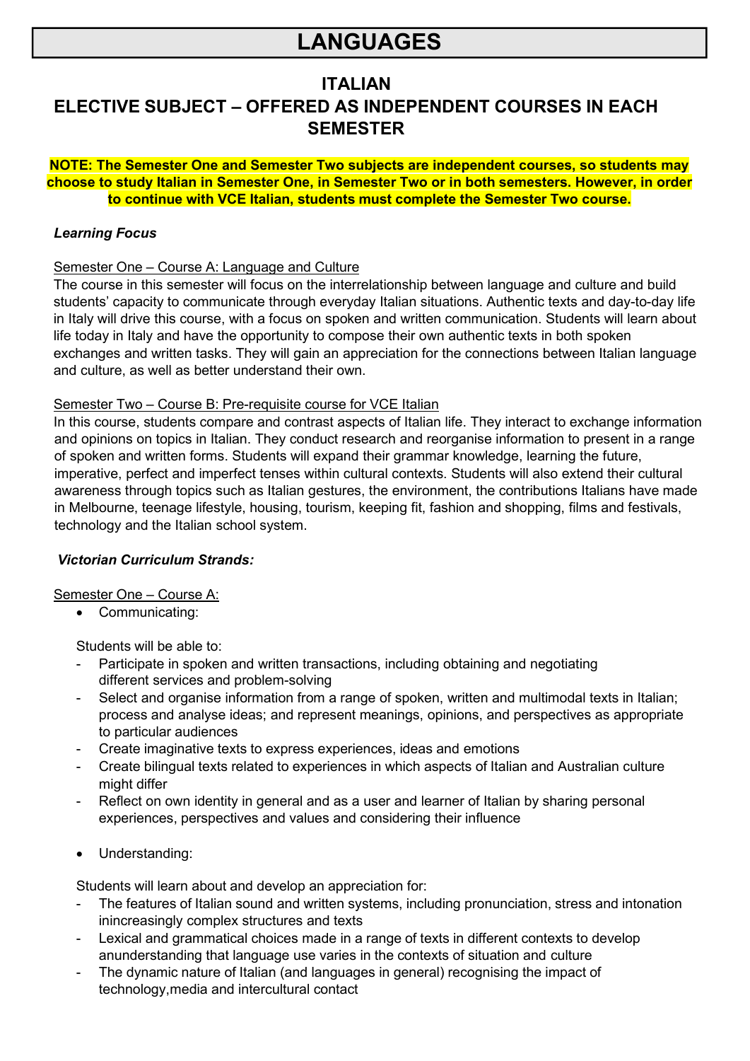# LANGUAGES

## ITALIAN

## ELECTIVE SUBJECT – OFFERED AS INDEPENDENT COURSES IN EACH SEMESTER

**NOTE: The Semester One and Semester Two subjects are independent courses, so students may choose to study Italian in Semester One, in Semester Two or in both semesters. However, in order to continue with VCE Italian, students must complete the Semester Two course.**

***Learning Focus***

Semester One – Course A: Language and Culture

The course in this semester will focus on the interrelationship between language and culture and build students' capacity to communicate through everyday Italian situations. Authentic texts and day-to-day life in Italy will drive this course, with a focus on spoken and written communication. Students will learn about life today in Italy and have the opportunity to compose their own authentic texts in both spoken exchanges and written tasks. They will gain an appreciation for the connections between Italian language and culture, as well as better understand their own.

Semester Two – Course B: Pre-requisite course for VCE Italian

In this course, students compare and contrast aspects of Italian life. They interact to exchange information and opinions on topics in Italian. They conduct research and reorganise information to present in a range of spoken and written forms. Students will expand their grammar knowledge, learning the future, imperative, perfect and imperfect tenses within cultural contexts. Students will also extend their cultural awareness through topics such as Italian gestures, the environment, the contributions Italians have made in Melbourne, teenage lifestyle, housing, tourism, keeping fit, fashion and shopping, films and festivals, technology and the Italian school system.

***Victorian Curriculum Strands:***

Semester One – Course A:

- Communicating:

Students will be able to:

- Participate in spoken and written transactions, including obtaining and negotiating different services and problem-solving
- Select and organise information from a range of spoken, written and multimodal texts in Italian; process and analyse ideas; and represent meanings, opinions, and perspectives as appropriate to particular audiences
- Create imaginative texts to express experiences, ideas and emotions
- Create bilingual texts related to experiences in which aspects of Italian and Australian culture might differ
- Reflect on own identity in general and as a user and learner of Italian by sharing personal experiences, perspectives and values and considering their influence

- Understanding:

Students will learn about and develop an appreciation for:

- The features of Italian sound and written systems, including pronunciation, stress and intonation inincreasingly complex structures and texts
- Lexical and grammatical choices made in a range of texts in different contexts to develop anunderstanding that language use varies in the contexts of situation and culture
- The dynamic nature of Italian (and languages in general) recognising the impact of technology,media and intercultural contact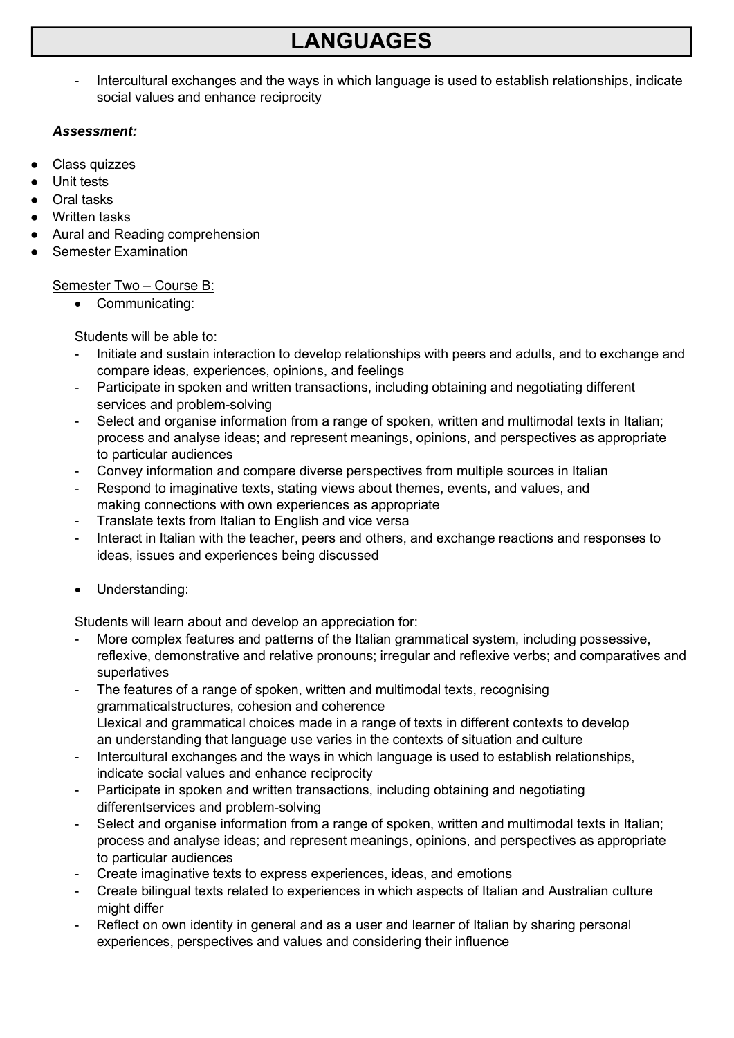# LANGUAGES

- Intercultural exchanges and the ways in which language is used to establish relationships, indicate social values and enhance reciprocity

***Assessment:***

- Class quizzes
- Unit tests
- Oral tasks
- Written tasks
- Aural and Reading comprehension
- Semester Examination

<u>Semester Two – Course B:</u>

- Communicating:

Students will be able to:

- Initiate and sustain interaction to develop relationships with peers and adults, and to exchange and compare ideas, experiences, opinions, and feelings
- Participate in spoken and written transactions, including obtaining and negotiating different services and problem-solving
- Select and organise information from a range of spoken, written and multimodal texts in Italian; process and analyse ideas; and represent meanings, opinions, and perspectives as appropriate to particular audiences
- Convey information and compare diverse perspectives from multiple sources in Italian
- Respond to imaginative texts, stating views about themes, events, and values, and making connections with own experiences as appropriate
- Translate texts from Italian to English and vice versa
- Interact in Italian with the teacher, peers and others, and exchange reactions and responses to ideas, issues and experiences being discussed

- Understanding:

Students will learn about and develop an appreciation for:

- More complex features and patterns of the Italian grammatical system, including possessive, reflexive, demonstrative and relative pronouns; irregular and reflexive verbs; and comparatives and superlatives
- The features of a range of spoken, written and multimodal texts, recognising grammaticalstructures, cohesion and coherence
  Llexical and grammatical choices made in a range of texts in different contexts to develop an understanding that language use varies in the contexts of situation and culture
- Intercultural exchanges and the ways in which language is used to establish relationships, indicate social values and enhance reciprocity
- Participate in spoken and written transactions, including obtaining and negotiating differentservices and problem-solving
- Select and organise information from a range of spoken, written and multimodal texts in Italian; process and analyse ideas; and represent meanings, opinions, and perspectives as appropriate to particular audiences
- Create imaginative texts to express experiences, ideas, and emotions
- Create bilingual texts related to experiences in which aspects of Italian and Australian culture might differ
- Reflect on own identity in general and as a user and learner of Italian by sharing personal experiences, perspectives and values and considering their influence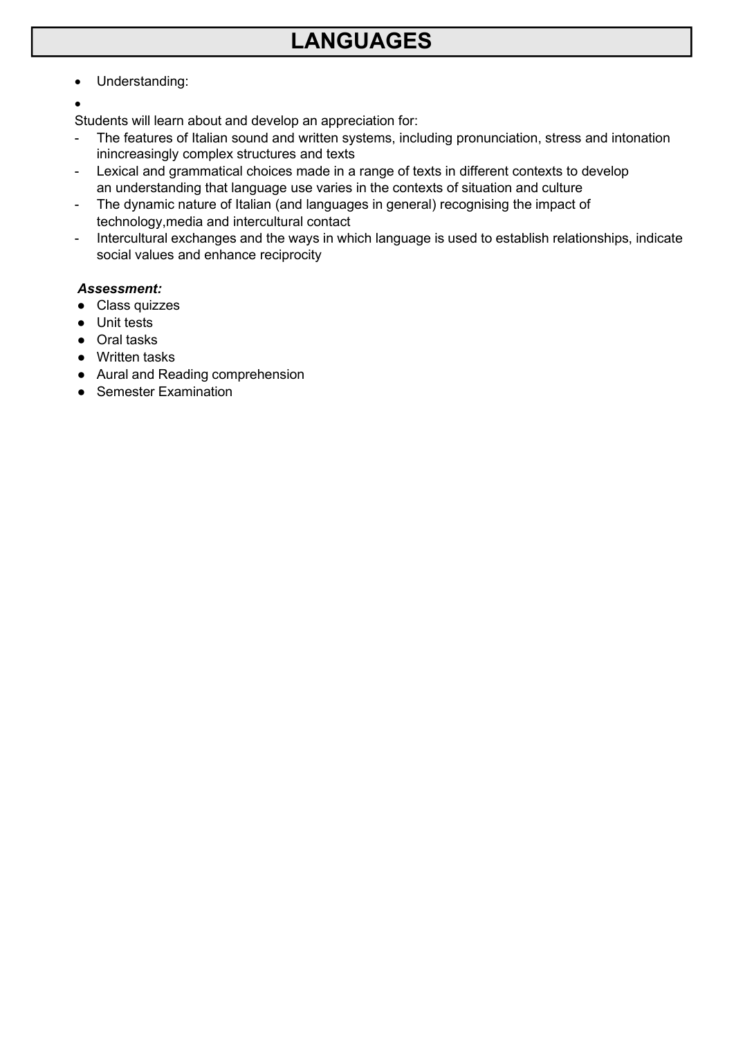# LANGUAGES

- Understanding:
- 

Students will learn about and develop an appreciation for:

- The features of Italian sound and written systems, including pronunciation, stress and intonation inincreasingly complex structures and texts
- Lexical and grammatical choices made in a range of texts in different contexts to develop an understanding that language use varies in the contexts of situation and culture
- The dynamic nature of Italian (and languages in general) recognising the impact of technology,media and intercultural contact
- Intercultural exchanges and the ways in which language is used to establish relationships, indicate social values and enhance reciprocity

***Assessment:***

- Class quizzes
- Unit tests
- Oral tasks
- Written tasks
- Aural and Reading comprehension
- Semester Examination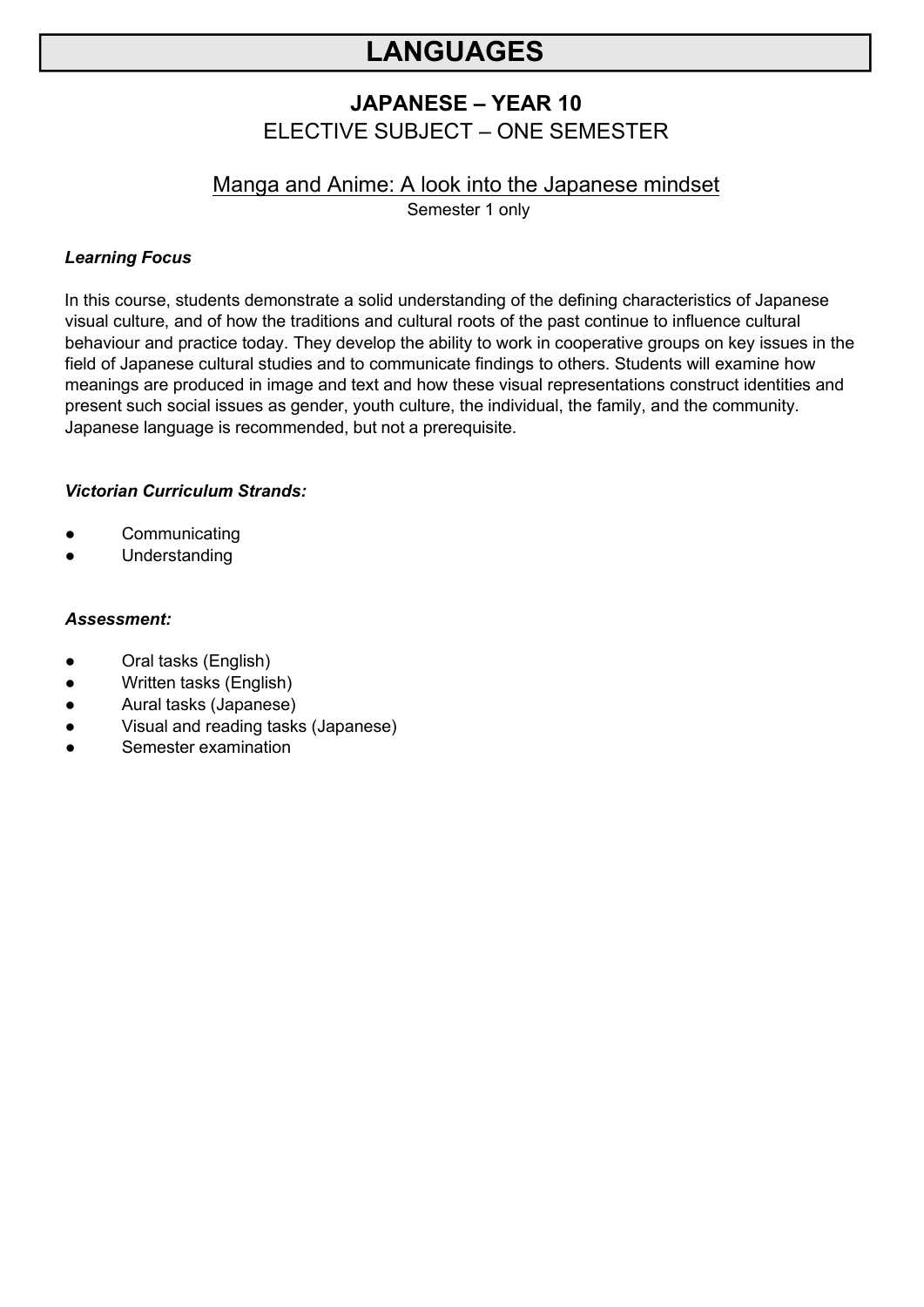# LANGUAGES

## JAPANESE – YEAR 10

ELECTIVE SUBJECT – ONE SEMESTER

### Manga and Anime: A look into the Japanese mindset

Semester 1 only

***Learning Focus***

In this course, students demonstrate a solid understanding of the defining characteristics of Japanese visual culture, and of how the traditions and cultural roots of the past continue to influence cultural behaviour and practice today. They develop the ability to work in cooperative groups on key issues in the field of Japanese cultural studies and to communicate findings to others. Students will examine how meanings are produced in image and text and how these visual representations construct identities and present such social issues as gender, youth culture, the individual, the family, and the community. Japanese language is recommended, but not a prerequisite.

***Victorian Curriculum Strands:***

- Communicating
- Understanding

***Assessment:***

- Oral tasks (English)
- Written tasks (English)
- Aural tasks (Japanese)
- Visual and reading tasks (Japanese)
- Semester examination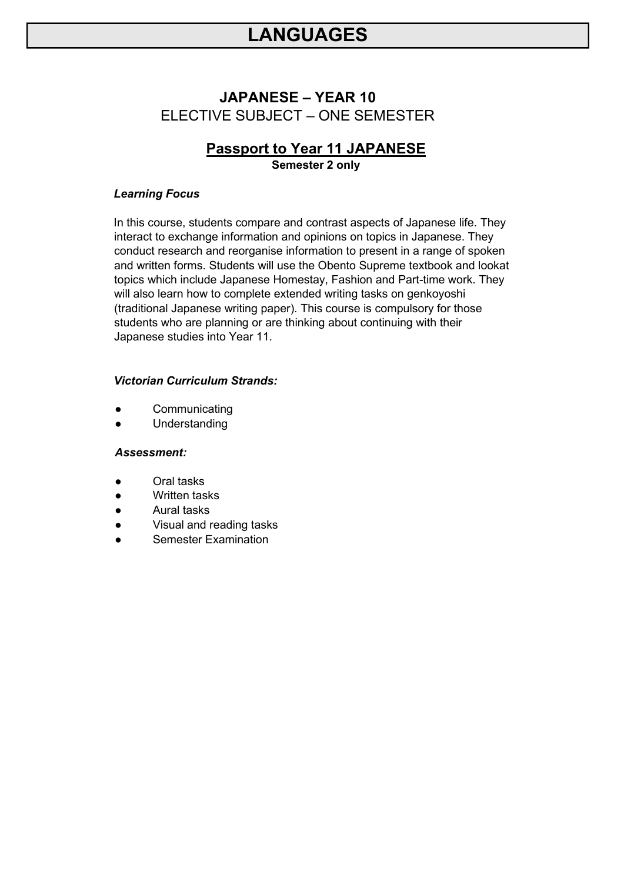# LANGUAGES

## JAPANESE – YEAR 10

ELECTIVE SUBJECT – ONE SEMESTER

### Passport to Year 11 JAPANESE

**Semester 2 only**

***Learning Focus***

In this course, students compare and contrast aspects of Japanese life. They interact to exchange information and opinions on topics in Japanese. They conduct research and reorganise information to present in a range of spoken and written forms. Students will use the Obento Supreme textbook and lookat topics which include Japanese Homestay, Fashion and Part-time work. They will also learn how to complete extended writing tasks on genkoyoshi (traditional Japanese writing paper). This course is compulsory for those students who are planning or are thinking about continuing with their Japanese studies into Year 11.

***Victorian Curriculum Strands:***

- Communicating
- Understanding

***Assessment:***

- Oral tasks
- Written tasks
- Aural tasks
- Visual and reading tasks
- Semester Examination